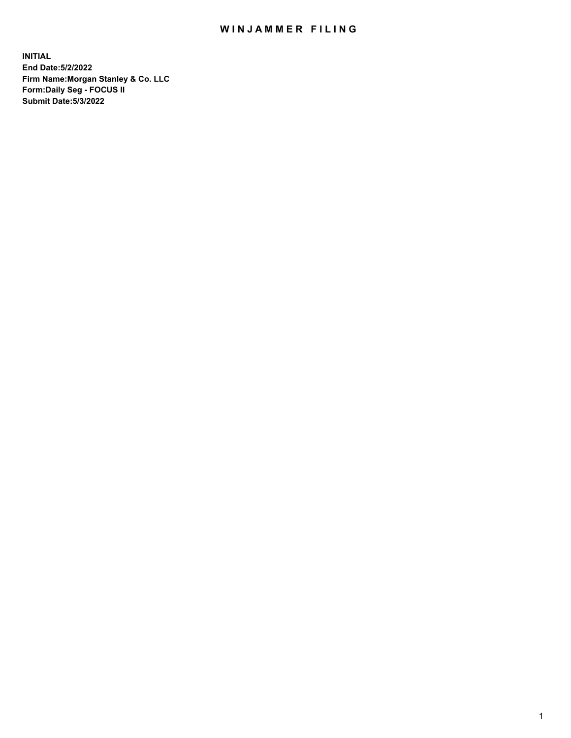# WINJAMMER FILING

**INITIAL**
**End Date:5/2/2022**
**Firm Name:Morgan Stanley & Co. LLC**
**Form:Daily Seg - FOCUS II**
**Submit Date:5/3/2022**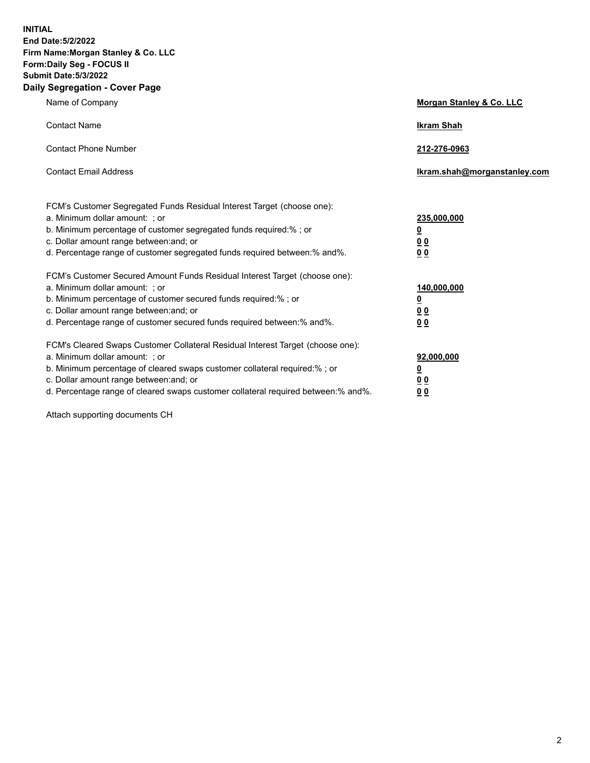**INITIAL**
**End Date:5/2/2022**
**Firm Name:Morgan Stanley & Co. LLC**
**Form:Daily Seg - FOCUS II**
**Submit Date:5/3/2022**

## Daily Segregation - Cover Page

| | |
|---|---|
| Name of Company | **Morgan Stanley & Co. LLC** |
| Contact Name | **Ikram Shah** |
| Contact Phone Number | **212-276-0963** |
| Contact Email Address | **Ikram.shah@morganstanley.com** |

| | |
|---|---|
| FCM's Customer Segregated Funds Residual Interest Target (choose one): | |
| a. Minimum dollar amount: ; or | **235,000,000** |
| b. Minimum percentage of customer segregated funds required:% ; or | **0** |
| c. Dollar amount range between:and; or | **0 0** |
| d. Percentage range of customer segregated funds required between:% and%. | **0 0** |
| FCM's Customer Secured Amount Funds Residual Interest Target (choose one): | |
| a. Minimum dollar amount: ; or | **140,000,000** |
| b. Minimum percentage of customer secured funds required:% ; or | **0** |
| c. Dollar amount range between:and; or | **0 0** |
| d. Percentage range of customer secured funds required between:% and%. | **0 0** |
| FCM's Cleared Swaps Customer Collateral Residual Interest Target (choose one): | |
| a. Minimum dollar amount: ; or | **92,000,000** |
| b. Minimum percentage of cleared swaps customer collateral required:% ; or | **0** |
| c. Dollar amount range between:and; or | **0 0** |
| d. Percentage range of cleared swaps customer collateral required between:% and%. | **0 0** |

Attach supporting documents CH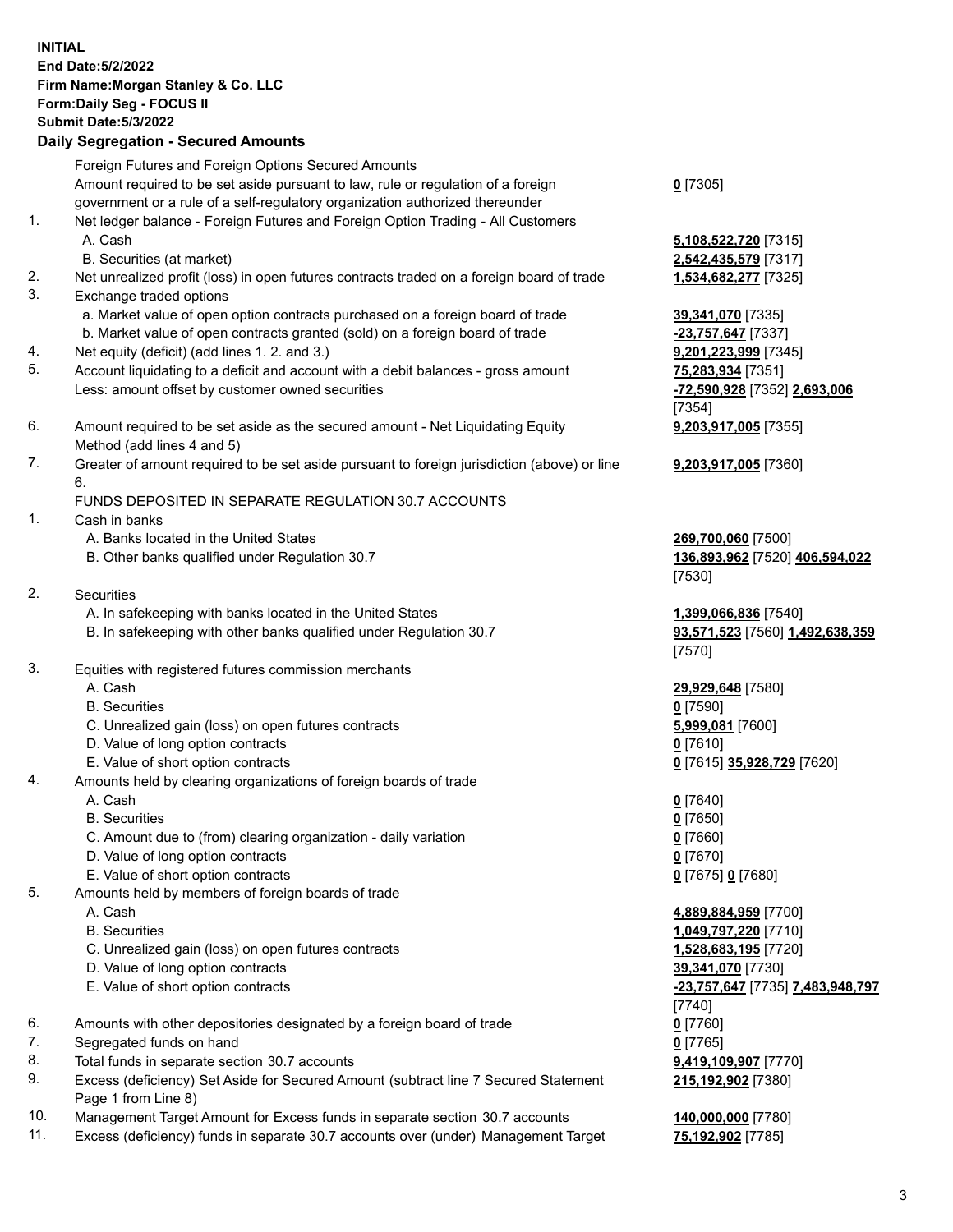**INITIAL**
**End Date:5/2/2022**
**Firm Name:Morgan Stanley & Co. LLC**
**Form:Daily Seg - FOCUS II**
**Submit Date:5/3/2022**

**Daily Segregation - Secured Amounts**

| | | |
|---|---|---|
| | Foreign Futures and Foreign Options Secured Amounts | |
| | Amount required to be set aside pursuant to law, rule or regulation of a foreign government or a rule of a self-regulatory organization authorized thereunder | **0** [7305] |
| 1. | Net ledger balance - Foreign Futures and Foreign Option Trading - All Customers | |
| | A. Cash | **5,108,522,720** [7315] |
| | B. Securities (at market) | **2,542,435,579** [7317] |
| 2. | Net unrealized profit (loss) in open futures contracts traded on a foreign board of trade | **1,534,682,277** [7325] |
| 3. | Exchange traded options | |
| | a. Market value of open option contracts purchased on a foreign board of trade | **39,341,070** [7335] |
| | b. Market value of open contracts granted (sold) on a foreign board of trade | **-23,757,647** [7337] |
| 4. | Net equity (deficit) (add lines 1. 2. and 3.) | **9,201,223,999** [7345] |
| 5. | Account liquidating to a deficit and account with a debit balances - gross amount | **75,283,934** [7351] |
| | Less: amount offset by customer owned securities | **-72,590,928** [7352] **2,693,006** [7354] |
| 6. | Amount required to be set aside as the secured amount - Net Liquidating Equity Method (add lines 4 and 5) | **9,203,917,005** [7355] |
| 7. | Greater of amount required to be set aside pursuant to foreign jurisdiction (above) or line 6. | **9,203,917,005** [7360] |
| | FUNDS DEPOSITED IN SEPARATE REGULATION 30.7 ACCOUNTS | |
| 1. | Cash in banks | |
| | A. Banks located in the United States | **269,700,060** [7500] |
| | B. Other banks qualified under Regulation 30.7 | **136,893,962** [7520] **406,594,022** [7530] |
| 2. | Securities | |
| | A. In safekeeping with banks located in the United States | **1,399,066,836** [7540] |
| | B. In safekeeping with other banks qualified under Regulation 30.7 | **93,571,523** [7560] **1,492,638,359** [7570] |
| 3. | Equities with registered futures commission merchants | |
| | A. Cash | **29,929,648** [7580] |
| | B. Securities | **0** [7590] |
| | C. Unrealized gain (loss) on open futures contracts | **5,999,081** [7600] |
| | D. Value of long option contracts | **0** [7610] |
| | E. Value of short option contracts | **0** [7615] **35,928,729** [7620] |
| 4. | Amounts held by clearing organizations of foreign boards of trade | |
| | A. Cash | **0** [7640] |
| | B. Securities | **0** [7650] |
| | C. Amount due to (from) clearing organization - daily variation | **0** [7660] |
| | D. Value of long option contracts | **0** [7670] |
| | E. Value of short option contracts | **0** [7675] **0** [7680] |
| 5. | Amounts held by members of foreign boards of trade | |
| | A. Cash | **4,889,884,959** [7700] |
| | B. Securities | **1,049,797,220** [7710] |
| | C. Unrealized gain (loss) on open futures contracts | **1,528,683,195** [7720] |
| | D. Value of long option contracts | **39,341,070** [7730] |
| | E. Value of short option contracts | **-23,757,647** [7735] **7,483,948,797** [7740] |
| 6. | Amounts with other depositories designated by a foreign board of trade | **0** [7760] |
| 7. | Segregated funds on hand | **0** [7765] |
| 8. | Total funds in separate section 30.7 accounts | **9,419,109,907** [7770] |
| 9. | Excess (deficiency) Set Aside for Secured Amount (subtract line 7 Secured Statement Page 1 from Line 8) | **215,192,902** [7380] |
| 10. | Management Target Amount for Excess funds in separate section 30.7 accounts | **140,000,000** [7780] |
| 11. | Excess (deficiency) funds in separate 30.7 accounts over (under) Management Target | **75,192,902** [7785] |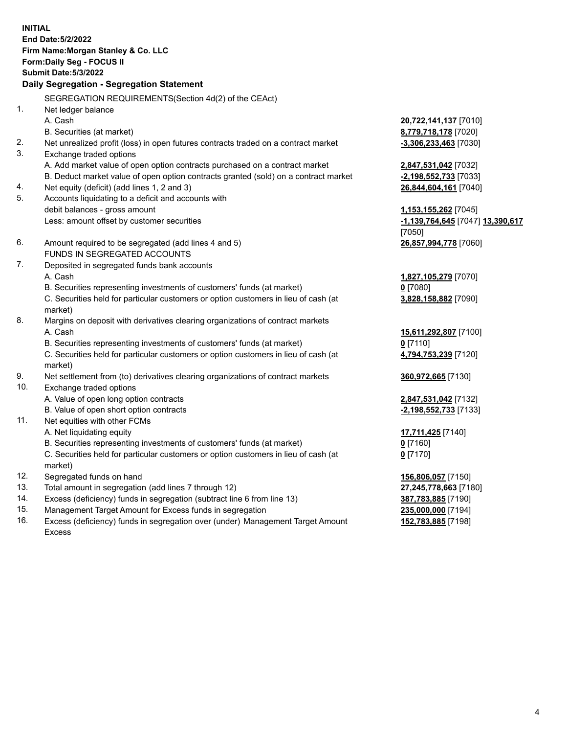**INITIAL**
**End Date:5/2/2022**
**Firm Name:Morgan Stanley & Co. LLC**
**Form:Daily Seg - FOCUS II**
**Submit Date:5/3/2022**

## Daily Segregation - Segregation Statement

SEGREGATION REQUIREMENTS(Section 4d(2) of the CEAct)

| | | |
|---|---|---|
| 1. | Net ledger balance | |
| | A. Cash | **20,722,141,137** [7010] |
| | B. Securities (at market) | **8,779,718,178** [7020] |
| 2. | Net unrealized profit (loss) in open futures contracts traded on a contract market | **-3,306,233,463** [7030] |
| 3. | Exchange traded options | |
| | A. Add market value of open option contracts purchased on a contract market | **2,847,531,042** [7032] |
| | B. Deduct market value of open option contracts granted (sold) on a contract market | **-2,198,552,733** [7033] |
| 4. | Net equity (deficit) (add lines 1, 2 and 3) | **26,844,604,161** [7040] |
| 5. | Accounts liquidating to a deficit and accounts with debit balances - gross amount | **1,153,155,262** [7045] |
| | Less: amount offset by customer securities | **-1,139,764,645** [7047] **13,390,617** [7050] |
| 6. | Amount required to be segregated (add lines 4 and 5) | **26,857,994,778** [7060] |
| | FUNDS IN SEGREGATED ACCOUNTS | |
| 7. | Deposited in segregated funds bank accounts | |
| | A. Cash | **1,827,105,279** [7070] |
| | B. Securities representing investments of customers' funds (at market) | **0** [7080] |
| | C. Securities held for particular customers or option customers in lieu of cash (at market) | **3,828,158,882** [7090] |
| 8. | Margins on deposit with derivatives clearing organizations of contract markets | |
| | A. Cash | **15,611,292,807** [7100] |
| | B. Securities representing investments of customers' funds (at market) | **0** [7110] |
| | C. Securities held for particular customers or option customers in lieu of cash (at market) | **4,794,753,239** [7120] |
| 9. | Net settlement from (to) derivatives clearing organizations of contract markets | **360,972,665** [7130] |
| 10. | Exchange traded options | |
| | A. Value of open long option contracts | **2,847,531,042** [7132] |
| | B. Value of open short option contracts | **-2,198,552,733** [7133] |
| 11. | Net equities with other FCMs | |
| | A. Net liquidating equity | **17,711,425** [7140] |
| | B. Securities representing investments of customers' funds (at market) | **0** [7160] |
| | C. Securities held for particular customers or option customers in lieu of cash (at market) | **0** [7170] |
| 12. | Segregated funds on hand | **156,806,057** [7150] |
| 13. | Total amount in segregation (add lines 7 through 12) | **27,245,778,663** [7180] |
| 14. | Excess (deficiency) funds in segregation (subtract line 6 from line 13) | **387,783,885** [7190] |
| 15. | Management Target Amount for Excess funds in segregation | **235,000,000** [7194] |
| 16. | Excess (deficiency) funds in segregation over (under) Management Target Amount Excess | **152,783,885** [7198] |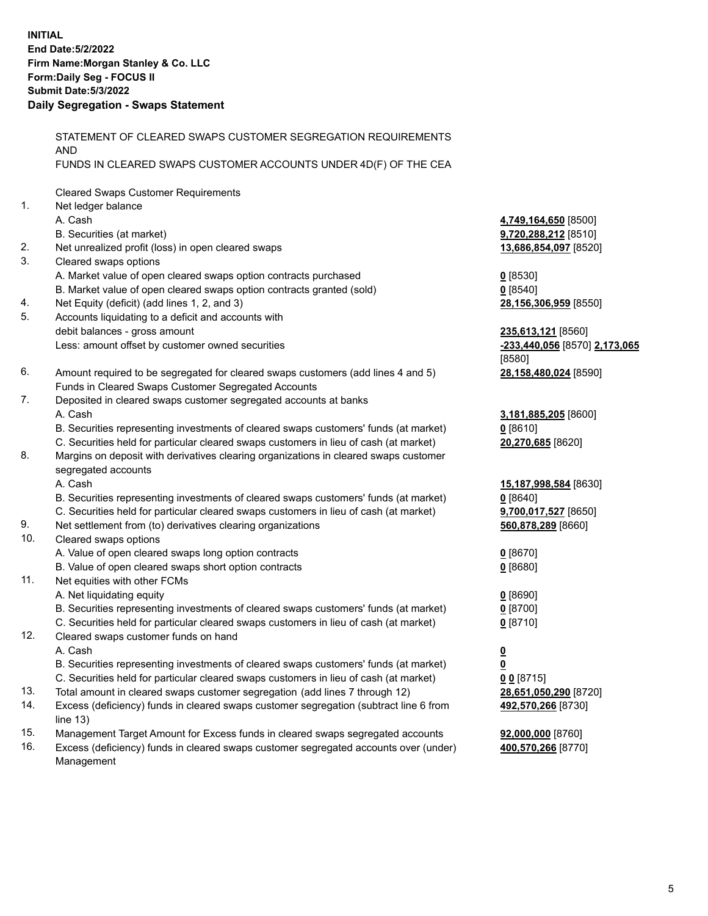**INITIAL**
**End Date:5/2/2022**
**Firm Name:Morgan Stanley & Co. LLC**
**Form:Daily Seg - FOCUS II**
**Submit Date:5/3/2022**
**Daily Segregation - Swaps Statement**

STATEMENT OF CLEARED SWAPS CUSTOMER SEGREGATION REQUIREMENTS AND FUNDS IN CLEARED SWAPS CUSTOMER ACCOUNTS UNDER 4D(F) OF THE CEA

| | | |
|---|---|---|
| | Cleared Swaps Customer Requirements | |
| 1. | Net ledger balance | |
| | A. Cash | **4,749,164,650** [8500] |
| | B. Securities (at market) | **9,720,288,212** [8510] |
| 2. | Net unrealized profit (loss) in open cleared swaps | **13,686,854,097** [8520] |
| 3. | Cleared swaps options | |
| | A. Market value of open cleared swaps option contracts purchased | **0** [8530] |
| | B. Market value of open cleared swaps option contracts granted (sold) | **0** [8540] |
| 4. | Net Equity (deficit) (add lines 1, 2, and 3) | **28,156,306,959** [8550] |
| 5. | Accounts liquidating to a deficit and accounts with debit balances - gross amount | **235,613,121** [8560] |
| | Less: amount offset by customer owned securities | **-233,440,056** [8570] **2,173,065** [8580] |
| 6. | Amount required to be segregated for cleared swaps customers (add lines 4 and 5) | **28,158,480,024** [8590] |
| | Funds in Cleared Swaps Customer Segregated Accounts | |
| 7. | Deposited in cleared swaps customer segregated accounts at banks | |
| | A. Cash | **3,181,885,205** [8600] |
| | B. Securities representing investments of cleared swaps customers' funds (at market) | **0** [8610] |
| | C. Securities held for particular cleared swaps customers in lieu of cash (at market) | **20,270,685** [8620] |
| 8. | Margins on deposit with derivatives clearing organizations in cleared swaps customer segregated accounts | |
| | A. Cash | **15,187,998,584** [8630] |
| | B. Securities representing investments of cleared swaps customers' funds (at market) | **0** [8640] |
| | C. Securities held for particular cleared swaps customers in lieu of cash (at market) | **9,700,017,527** [8650] |
| 9. | Net settlement from (to) derivatives clearing organizations | **560,878,289** [8660] |
| 10. | Cleared swaps options | |
| | A. Value of open cleared swaps long option contracts | **0** [8670] |
| | B. Value of open cleared swaps short option contracts | **0** [8680] |
| 11. | Net equities with other FCMs | |
| | A. Net liquidating equity | **0** [8690] |
| | B. Securities representing investments of cleared swaps customers' funds (at market) | **0** [8700] |
| | C. Securities held for particular cleared swaps customers in lieu of cash (at market) | **0** [8710] |
| 12. | Cleared swaps customer funds on hand | |
| | A. Cash | **0** |
| | B. Securities representing investments of cleared swaps customers' funds (at market) | **0** |
| | C. Securities held for particular cleared swaps customers in lieu of cash (at market) | **0** **0** [8715] |
| 13. | Total amount in cleared swaps customer segregation (add lines 7 through 12) | **28,651,050,290** [8720] |
| 14. | Excess (deficiency) funds in cleared swaps customer segregation (subtract line 6 from line 13) | **492,570,266** [8730] |
| 15. | Management Target Amount for Excess funds in cleared swaps segregated accounts | **92,000,000** [8760] |
| 16. | Excess (deficiency) funds in cleared swaps customer segregated accounts over (under) Management | **400,570,266** [8770] |